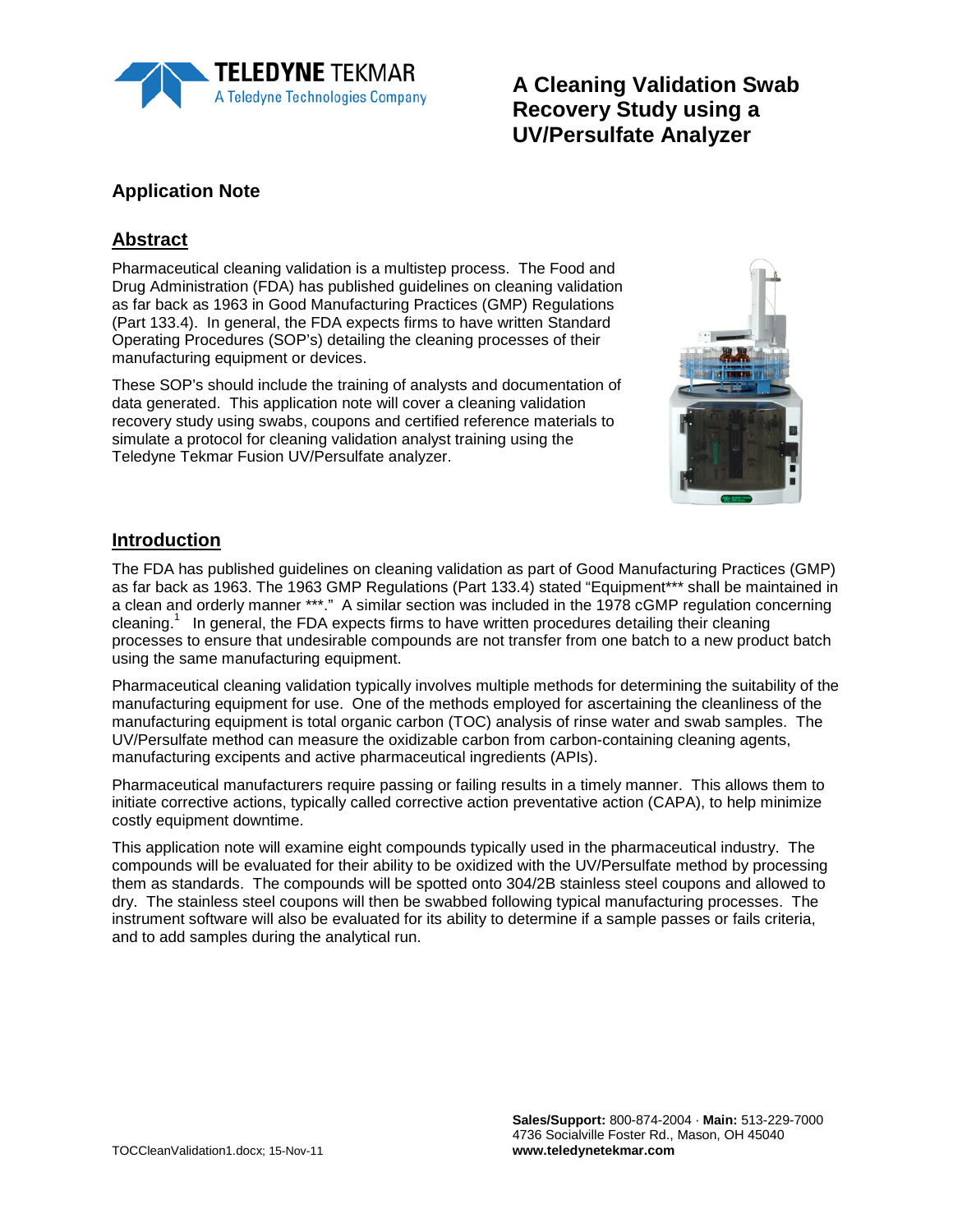# A Cleaning Validation Swab Recovery Study using a UV/Persulfate Analyzer

## Application Note

## Abstract

Pharmaceutical cleaning validation is a multistep process. The Food and Drug Administration (FDA) has published guidelines on cleaning validation as far back as 1963 in Good Manufacturing Practices (GMP) Regulations (Part 133.4). In general, the FDA expects firms to have written Standard Operating Procedures (SOP's) detailing the cleaning processes of their manufacturing equipment or devices.

These SOP's should include the training of analysts and documentation of data generated. This application note will cover a cleaning validation recovery study using swabs, coupons and certified reference materials to simulate a protocol for cleaning validation analyst training using the Teledyne Tekmar Fusion UV/Persulfate analyzer.

## Introduction

The FDA has published guidelines on cleaning validation as part of Good Manufacturing Practices (GMP) as far back as 1963. The 1963 GMP Regulations (Part 133.4) stated "Equipment*** shall be maintained in a clean and orderly manner ***." A similar section was included in the 1978 cGMP regulation concerning cleaning.[1] In general, the FDA expects firms to have written procedures detailing their cleaning processes to ensure that undesirable compounds are not transfer from one batch to a new product batch using the same manufacturing equipment.

Pharmaceutical cleaning validation typically involves multiple methods for determining the suitability of the manufacturing equipment for use. One of the methods employed for ascertaining the cleanliness of the manufacturing equipment is total organic carbon (TOC) analysis of rinse water and swab samples. The UV/Persulfate method can measure the oxidizable carbon from carbon-containing cleaning agents, manufacturing excipents and active pharmaceutical ingredients (APIs).

Pharmaceutical manufacturers require passing or failing results in a timely manner. This allows them to initiate corrective actions, typically called corrective action preventative action (CAPA), to help minimize costly equipment downtime.

This application note will examine eight compounds typically used in the pharmaceutical industry. The compounds will be evaluated for their ability to be oxidized with the UV/Persulfate method by processing them as standards. The compounds will be spotted onto 304/2B stainless steel coupons and allowed to dry. The stainless steel coupons will then be swabbed following typical manufacturing processes. The instrument software will also be evaluated for its ability to determine if a sample passes or fails criteria, and to add samples during the analytical run.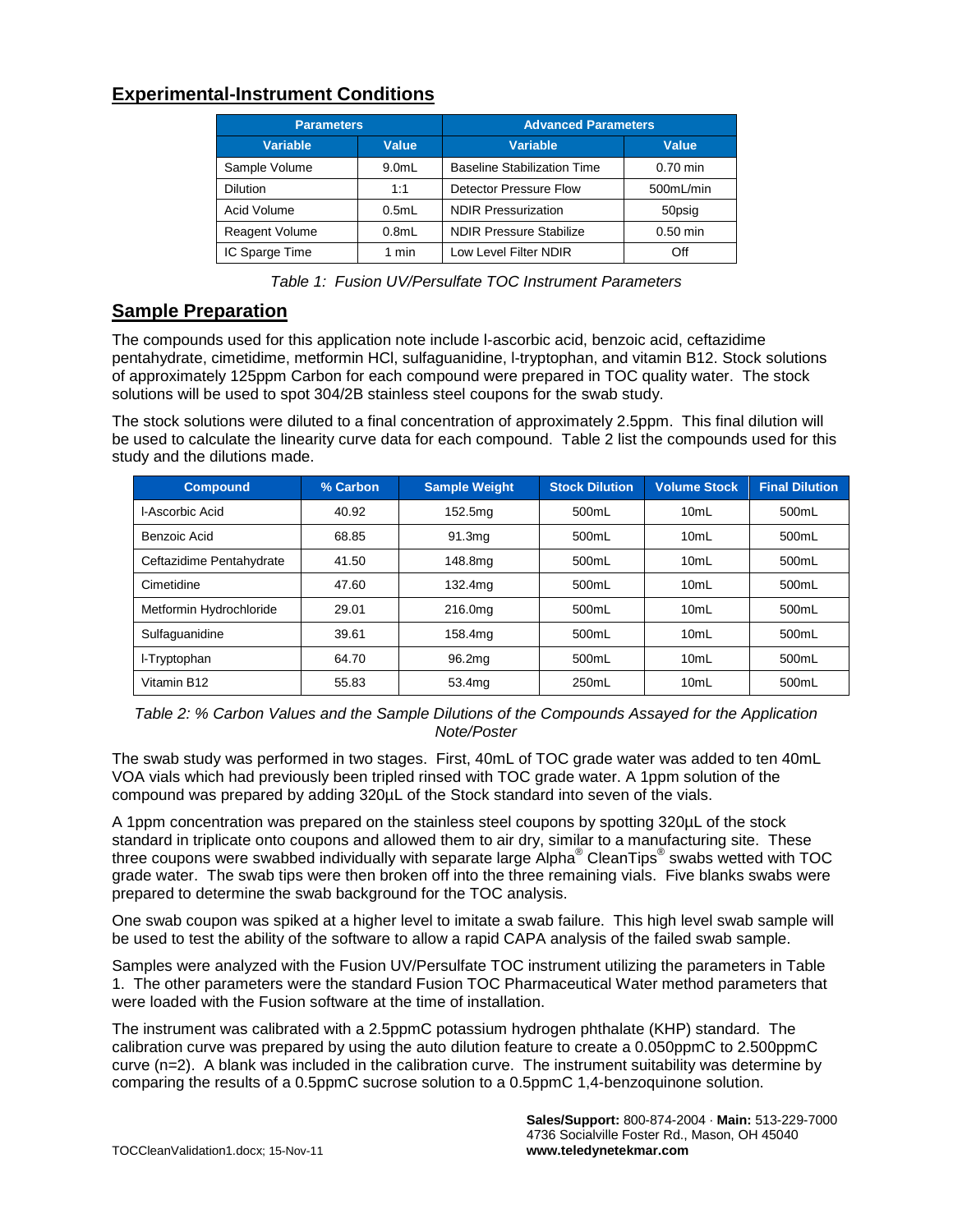## Experimental-Instrument Conditions

| Parameters | | Advanced Parameters | |
|---|---|---|---|
| **Variable** | **Value** | **Variable** | **Value** |
| Sample Volume | 9.0mL | Baseline Stabilization Time | 0.70 min |
| Dilution | 1:1 | Detector Pressure Flow | 500mL/min |
| Acid Volume | 0.5mL | NDIR Pressurization | 50psig |
| Reagent Volume | 0.8mL | NDIR Pressure Stabilize | 0.50 min |
| IC Sparge Time | 1 min | Low Level Filter NDIR | Off |

*Table 1: Fusion UV/Persulfate TOC Instrument Parameters*

## Sample Preparation

The compounds used for this application note include l-ascorbic acid, benzoic acid, ceftazidime pentahydrate, cimetidine, metformin HCl, sulfaguanidine, l-tryptophan, and vitamin B12. Stock solutions of approximately 125ppm Carbon for each compound were prepared in TOC quality water. The stock solutions will be used to spot 304/2B stainless steel coupons for the swab study.

The stock solutions were diluted to a final concentration of approximately 2.5ppm. This final dilution will be used to calculate the linearity curve data for each compound. Table 2 list the compounds used for this study and the dilutions made.

| Compound | % Carbon | Sample Weight | Stock Dilution | Volume Stock | Final Dilution |
|---|---|---|---|---|---|
| l-Ascorbic Acid | 40.92 | 152.5mg | 500mL | 10mL | 500mL |
| Benzoic Acid | 68.85 | 91.3mg | 500mL | 10mL | 500mL |
| Ceftazidime Pentahydrate | 41.50 | 148.8mg | 500mL | 10mL | 500mL |
| Cimetidine | 47.60 | 132.4mg | 500mL | 10mL | 500mL |
| Metformin Hydrochloride | 29.01 | 216.0mg | 500mL | 10mL | 500mL |
| Sulfaguanidine | 39.61 | 158.4mg | 500mL | 10mL | 500mL |
| l-Tryptophan | 64.70 | 96.2mg | 500mL | 10mL | 500mL |
| Vitamin B12 | 55.83 | 53.4mg | 250mL | 10mL | 500mL |

*Table 2: % Carbon Values and the Sample Dilutions of the Compounds Assayed for the Application Note/Poster*

The swab study was performed in two stages. First, 40mL of TOC grade water was added to ten 40mL VOA vials which had previously been tripled rinsed with TOC grade water. A 1ppm solution of the compound was prepared by adding 320µL of the Stock standard into seven of the vials.

A 1ppm concentration was prepared on the stainless steel coupons by spotting 320µL of the stock standard in triplicate onto coupons and allowed them to air dry, similar to a manufacturing site. These three coupons were swabbed individually with separate large Alpha® CleanTips® swabs wetted with TOC grade water. The swab tips were then broken off into the three remaining vials. Five blanks swabs were prepared to determine the swab background for the TOC analysis.

One swab coupon was spiked at a higher level to imitate a swab failure. This high level swab sample will be used to test the ability of the software to allow a rapid CAPA analysis of the failed swab sample.

Samples were analyzed with the Fusion UV/Persulfate TOC instrument utilizing the parameters in Table 1. The other parameters were the standard Fusion TOC Pharmaceutical Water method parameters that were loaded with the Fusion software at the time of installation.

The instrument was calibrated with a 2.5ppmC potassium hydrogen phthalate (KHP) standard. The calibration curve was prepared by using the auto dilution feature to create a 0.050ppmC to 2.500ppmC curve (n=2). A blank was included in the calibration curve. The instrument suitability was determine by comparing the results of a 0.5ppmC sucrose solution to a 0.5ppmC 1,4-benzoquinone solution.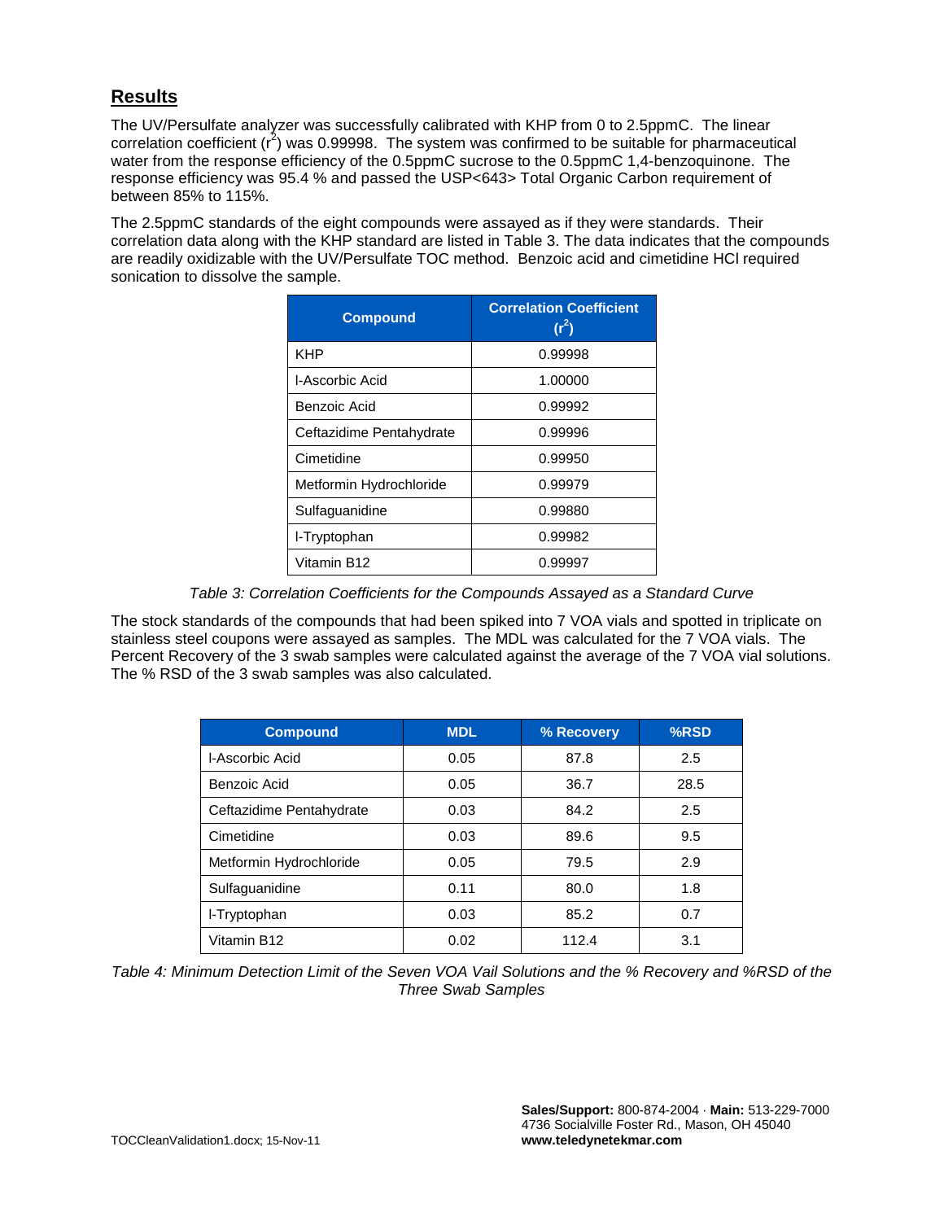## **Results**

The UV/Persulfate analyzer was successfully calibrated with KHP from 0 to 2.5ppmC. The linear correlation coefficient ($r^2$) was 0.99998. The system was confirmed to be suitable for pharmaceutical water from the response efficiency of the 0.5ppmC sucrose to the 0.5ppmC 1,4-benzoquinone. The response efficiency was 95.4 % and passed the USP<643> Total Organic Carbon requirement of between 85% to 115%.

The 2.5ppmC standards of the eight compounds were assayed as if they were standards. Their correlation data along with the KHP standard are listed in Table 3. The data indicates that the compounds are readily oxidizable with the UV/Persulfate TOC method. Benzoic acid and cimetidine HCl required sonication to dissolve the sample.

| Compound | Correlation Coefficient ($r^2$) |
|---|---|
| KHP | 0.99998 |
| l-Ascorbic Acid | 1.00000 |
| Benzoic Acid | 0.99992 |
| Ceftazidime Pentahydrate | 0.99996 |
| Cimetidine | 0.99950 |
| Metformin Hydrochloride | 0.99979 |
| Sulfaguanidine | 0.99880 |
| l-Tryptophan | 0.99982 |
| Vitamin B12 | 0.99997 |

*Table 3: Correlation Coefficients for the Compounds Assayed as a Standard Curve*

The stock standards of the compounds that had been spiked into 7 VOA vials and spotted in triplicate on stainless steel coupons were assayed as samples. The MDL was calculated for the 7 VOA vials. The Percent Recovery of the 3 swab samples were calculated against the average of the 7 VOA vial solutions. The % RSD of the 3 swab samples was also calculated.

| Compound | MDL | % Recovery | %RSD |
|---|---|---|---|
| l-Ascorbic Acid | 0.05 | 87.8 | 2.5 |
| Benzoic Acid | 0.05 | 36.7 | 28.5 |
| Ceftazidime Pentahydrate | 0.03 | 84.2 | 2.5 |
| Cimetidine | 0.03 | 89.6 | 9.5 |
| Metformin Hydrochloride | 0.05 | 79.5 | 2.9 |
| Sulfaguanidine | 0.11 | 80.0 | 1.8 |
| l-Tryptophan | 0.03 | 85.2 | 0.7 |
| Vitamin B12 | 0.02 | 112.4 | 3.1 |

*Table 4: Minimum Detection Limit of the Seven VOA Vail Solutions and the % Recovery and %RSD of the Three Swab Samples*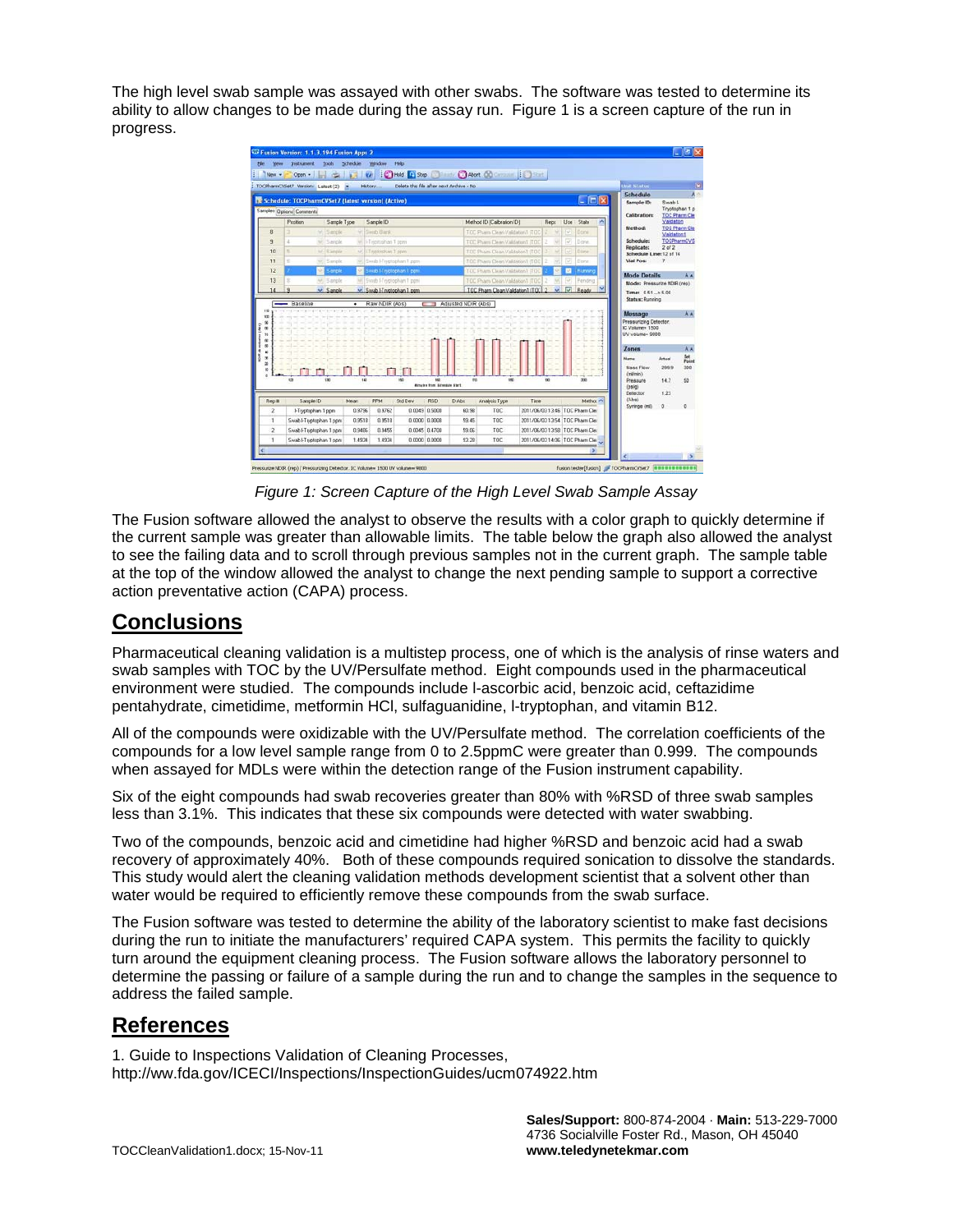The high level swab sample was assayed with other swabs. The software was tested to determine its ability to allow changes to be made during the assay run. Figure 1 is a screen capture of the run in progress.

*Figure 1: Screen Capture of the High Level Swab Sample Assay*

The Fusion software allowed the analyst to observe the results with a color graph to quickly determine if the current sample was greater than allowable limits. The table below the graph also allowed the analyst to see the failing data and to scroll through previous samples not in the current graph. The sample table at the top of the window allowed the analyst to change the next pending sample to support a corrective action preventative action (CAPA) process.

## Conclusions

Pharmaceutical cleaning validation is a multistep process, one of which is the analysis of rinse waters and swab samples with TOC by the UV/Persulfate method. Eight compounds used in the pharmaceutical environment were studied. The compounds include l-ascorbic acid, benzoic acid, ceftazidime pentahydrate, cimetidime, metformin HCl, sulfaguanidine, l-tryptophan, and vitamin B12.

All of the compounds were oxidizable with the UV/Persulfate method. The correlation coefficients of the compounds for a low level sample range from 0 to 2.5ppmC were greater than 0.999. The compounds when assayed for MDLs were within the detection range of the Fusion instrument capability.

Six of the eight compounds had swab recoveries greater than 80% with %RSD of three swab samples less than 3.1%. This indicates that these six compounds were detected with water swabbing.

Two of the compounds, benzoic acid and cimetidine had higher %RSD and benzoic acid had a swab recovery of approximately 40%. Both of these compounds required sonication to dissolve the standards. This study would alert the cleaning validation methods development scientist that a solvent other than water would be required to efficiently remove these compounds from the swab surface.

The Fusion software was tested to determine the ability of the laboratory scientist to make fast decisions during the run to initiate the manufacturers' required CAPA system. This permits the facility to quickly turn around the equipment cleaning process. The Fusion software allows the laboratory personnel to determine the passing or failure of a sample during the run and to change the samples in the sequence to address the failed sample.

## References

1. Guide to Inspections Validation of Cleaning Processes, http://ww.fda.gov/ICECI/Inspections/InspectionGuides/ucm074922.htm